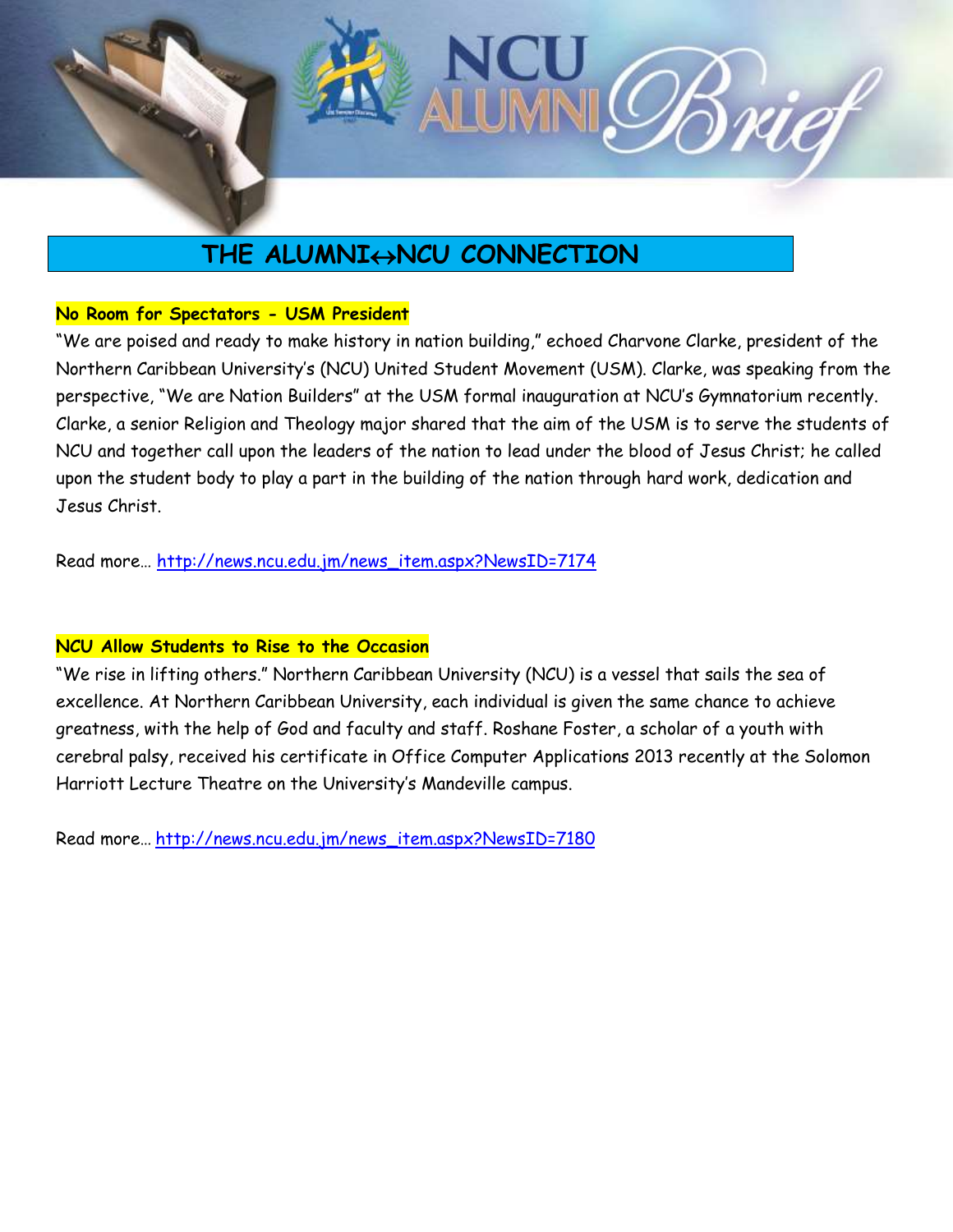# NCU ALUMNI Brief

## THE ALUMNI↔NCU CONNECTION

**No Room for Spectators - USM President**

"We are poised and ready to make history in nation building," echoed Charvone Clarke, president of the Northern Caribbean University's (NCU) United Student Movement (USM). Clarke, was speaking from the perspective, "We are Nation Builders" at the USM formal inauguration at NCU's Gymnatorium recently. Clarke, a senior Religion and Theology major shared that the aim of the USM is to serve the students of NCU and together call upon the leaders of the nation to lead under the blood of Jesus Christ; he called upon the student body to play a part in the building of the nation through hard work, dedication and Jesus Christ.

Read more… http://news.ncu.edu.jm/news_item.aspx?NewsID=7174

**NCU Allow Students to Rise to the Occasion**

"We rise in lifting others." Northern Caribbean University (NCU) is a vessel that sails the sea of excellence. At Northern Caribbean University, each individual is given the same chance to achieve greatness, with the help of God and faculty and staff. Roshane Foster, a scholar of a youth with cerebral palsy, received his certificate in Office Computer Applications 2013 recently at the Solomon Harriott Lecture Theatre on the University's Mandeville campus.

Read more… http://news.ncu.edu.jm/news_item.aspx?NewsID=7180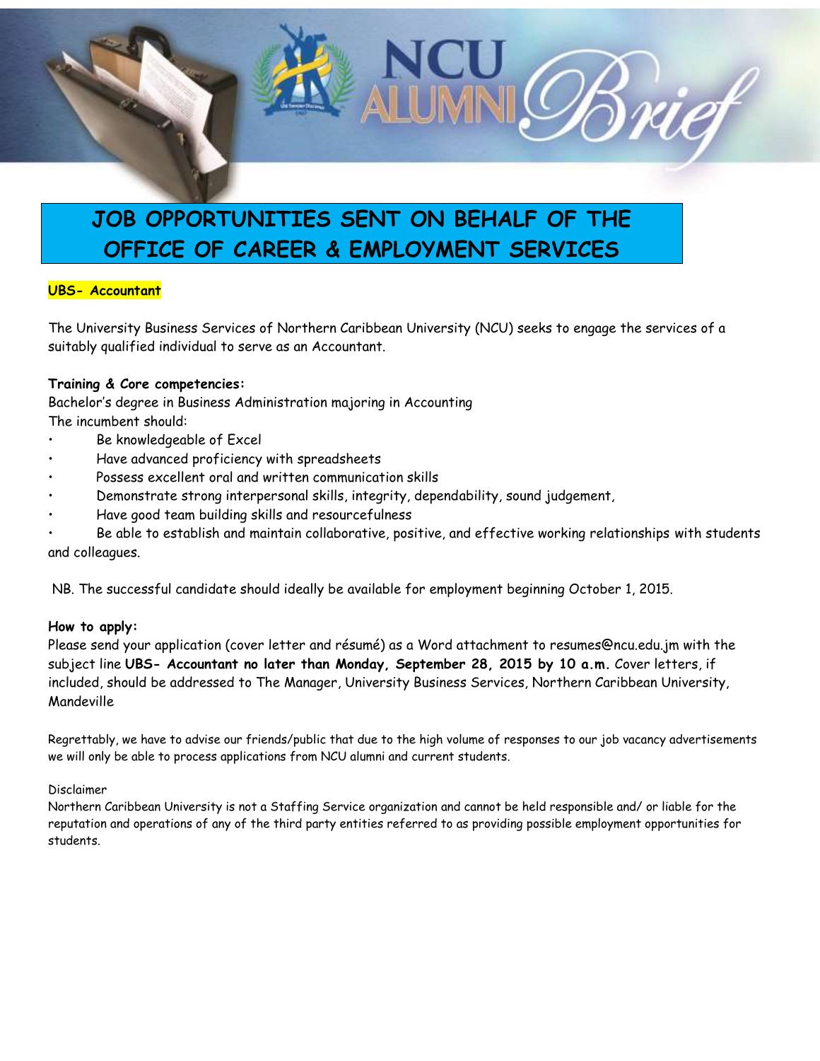# JOB OPPORTUNITIES SENT ON BEHALF OF THE OFFICE OF CAREER & EMPLOYMENT SERVICES

**UBS- Accountant**

The University Business Services of Northern Caribbean University (NCU) seeks to engage the services of a suitably qualified individual to serve as an Accountant.

**Training & Core competencies:**

Bachelor's degree in Business Administration majoring in Accounting

The incumbent should:

- Be knowledgeable of Excel
- Have advanced proficiency with spreadsheets
- Possess excellent oral and written communication skills
- Demonstrate strong interpersonal skills, integrity, dependability, sound judgement,
- Have good team building skills and resourcefulness
- Be able to establish and maintain collaborative, positive, and effective working relationships with students and colleagues.

NB. The successful candidate should ideally be available for employment beginning October 1, 2015.

**How to apply:**

Please send your application (cover letter and résumé) as a Word attachment to resumes@ncu.edu.jm with the subject line **UBS- Accountant no later than Monday, September 28, 2015 by 10 a.m.** Cover letters, if included, should be addressed to The Manager, University Business Services, Northern Caribbean University, Mandeville

Regrettably, we have to advise our friends/public that due to the high volume of responses to our job vacancy advertisements we will only be able to process applications from NCU alumni and current students.

Disclaimer

Northern Caribbean University is not a Staffing Service organization and cannot be held responsible and/ or liable for the reputation and operations of any of the third party entities referred to as providing possible employment opportunities for students.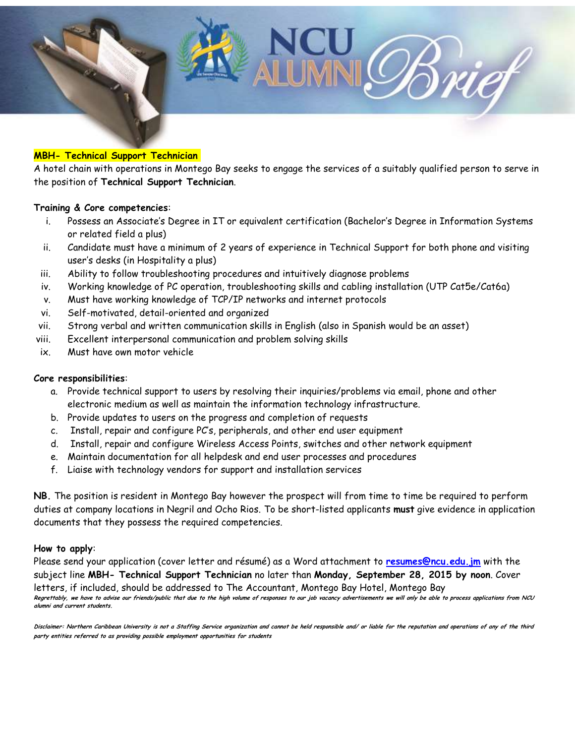## MBH- Technical Support Technician

A hotel chain with operations in Montego Bay seeks to engage the services of a suitably qualified person to serve in the position of **Technical Support Technician**.

**Training & Core competencies**:

- i. Possess an Associate's Degree in IT or equivalent certification (Bachelor's Degree in Information Systems or related field a plus)
- ii. Candidate must have a minimum of 2 years of experience in Technical Support for both phone and visiting user's desks (in Hospitality a plus)
- iii. Ability to follow troubleshooting procedures and intuitively diagnose problems
- iv. Working knowledge of PC operation, troubleshooting skills and cabling installation (UTP Cat5e/Cat6a)
- v. Must have working knowledge of TCP/IP networks and internet protocols
- vi. Self-motivated, detail-oriented and organized
- vii. Strong verbal and written communication skills in English (also in Spanish would be an asset)
- viii. Excellent interpersonal communication and problem solving skills
- ix. Must have own motor vehicle

**Core responsibilities**:

- a. Provide technical support to users by resolving their inquiries/problems via email, phone and other electronic medium as well as maintain the information technology infrastructure.
- b. Provide updates to users on the progress and completion of requests
- c. Install, repair and configure PC's, peripherals, and other end user equipment
- d. Install, repair and configure Wireless Access Points, switches and other network equipment
- e. Maintain documentation for all helpdesk and end user processes and procedures
- f. Liaise with technology vendors for support and installation services

**NB.** The position is resident in Montego Bay however the prospect will from time to time be required to perform duties at company locations in Negril and Ocho Rios. To be short-listed applicants **must** give evidence in application documents that they possess the required competencies.

**How to apply**:

Please send your application (cover letter and résumé) as a Word attachment to **resumes@ncu.edu.jm** with the subject line **MBH- Technical Support Technician** no later than **Monday, September 28, 2015 by noon**. Cover letters, if included, should be addressed to The Accountant, Montego Bay Hotel, Montego Bay

***Regrettably, we have to advise our friends/public that due to the high volume of responses to our job vacancy advertisements we will only be able to process applications from NCU alumni and current students.***

***Disclaimer: Northern Caribbean University is not a Staffing Service organization and cannot be held responsible and/ or liable for the reputation and operations of any of the third party entities referred to as providing possible employment opportunities for students***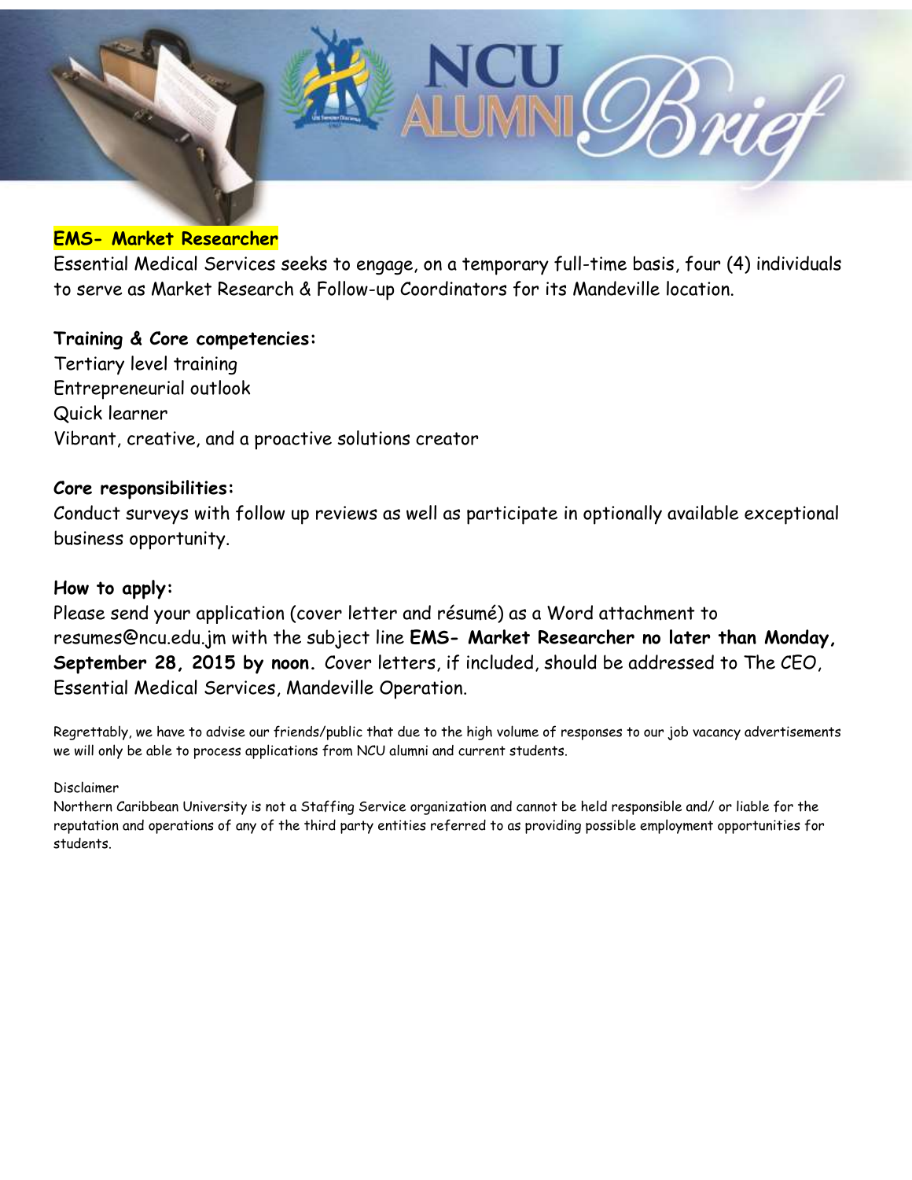## EMS- Market Researcher

Essential Medical Services seeks to engage, on a temporary full-time basis, four (4) individuals to serve as Market Research & Follow-up Coordinators for its Mandeville location.

**Training & Core competencies:**

Tertiary level training
Entrepreneurial outlook
Quick learner
Vibrant, creative, and a proactive solutions creator

**Core responsibilities:**

Conduct surveys with follow up reviews as well as participate in optionally available exceptional business opportunity.

**How to apply:**

Please send your application (cover letter and résumé) as a Word attachment to resumes@ncu.edu.jm with the subject line **EMS- Market Researcher no later than Monday, September 28, 2015 by noon.** Cover letters, if included, should be addressed to The CEO, Essential Medical Services, Mandeville Operation.

Regrettably, we have to advise our friends/public that due to the high volume of responses to our job vacancy advertisements we will only be able to process applications from NCU alumni and current students.

Disclaimer

Northern Caribbean University is not a Staffing Service organization and cannot be held responsible and/ or liable for the reputation and operations of any of the third party entities referred to as providing possible employment opportunities for students.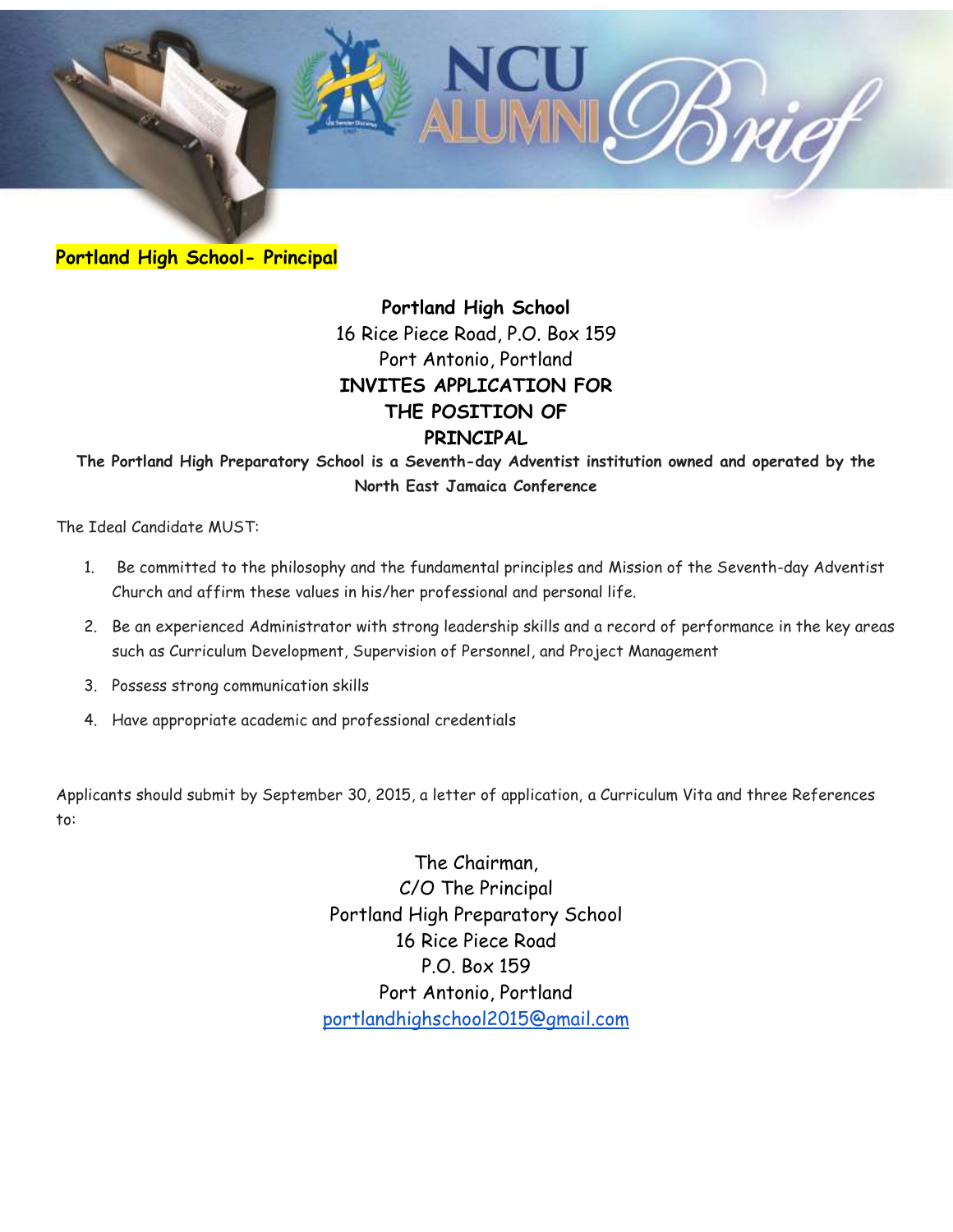**Portland High School- Principal**

**Portland High School**
16 Rice Piece Road, P.O. Box 159
Port Antonio, Portland
**INVITES APPLICATION FOR THE POSITION OF PRINCIPAL**

**The Portland High Preparatory School is a Seventh-day Adventist institution owned and operated by the North East Jamaica Conference**

The Ideal Candidate MUST:

1. Be committed to the philosophy and the fundamental principles and Mission of the Seventh-day Adventist Church and affirm these values in his/her professional and personal life.
2. Be an experienced Administrator with strong leadership skills and a record of performance in the key areas such as Curriculum Development, Supervision of Personnel, and Project Management
3. Possess strong communication skills
4. Have appropriate academic and professional credentials

Applicants should submit by September 30, 2015, a letter of application, a Curriculum Vita and three References to:

The Chairman,
C/O The Principal
Portland High Preparatory School
16 Rice Piece Road
P.O. Box 159
Port Antonio, Portland
portlandhighschool2015@gmail.com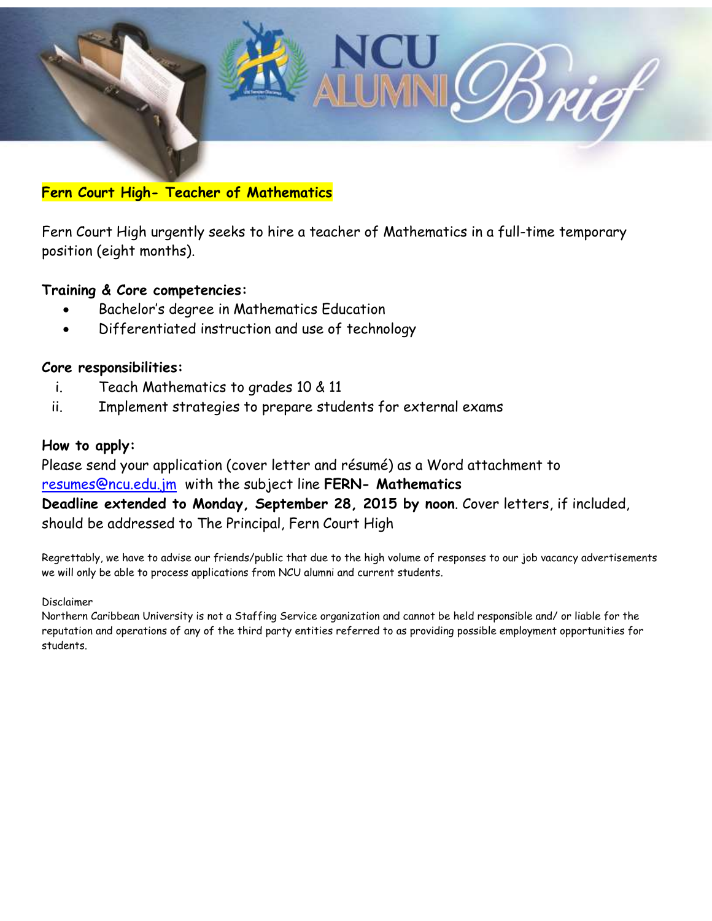## Fern Court High- Teacher of Mathematics

Fern Court High urgently seeks to hire a teacher of Mathematics in a full-time temporary position (eight months).

**Training & Core competencies:**

- Bachelor's degree in Mathematics Education
- Differentiated instruction and use of technology

**Core responsibilities:**

i. Teach Mathematics to grades 10 & 11
ii. Implement strategies to prepare students for external exams

**How to apply:**

Please send your application (cover letter and résumé) as a Word attachment to resumes@ncu.edu.jm with the subject line **FERN- Mathematics**
**Deadline extended to Monday, September 28, 2015 by noon**. Cover letters, if included, should be addressed to The Principal, Fern Court High

Regrettably, we have to advise our friends/public that due to the high volume of responses to our job vacancy advertisements we will only be able to process applications from NCU alumni and current students.

Disclaimer
Northern Caribbean University is not a Staffing Service organization and cannot be held responsible and/ or liable for the reputation and operations of any of the third party entities referred to as providing possible employment opportunities for students.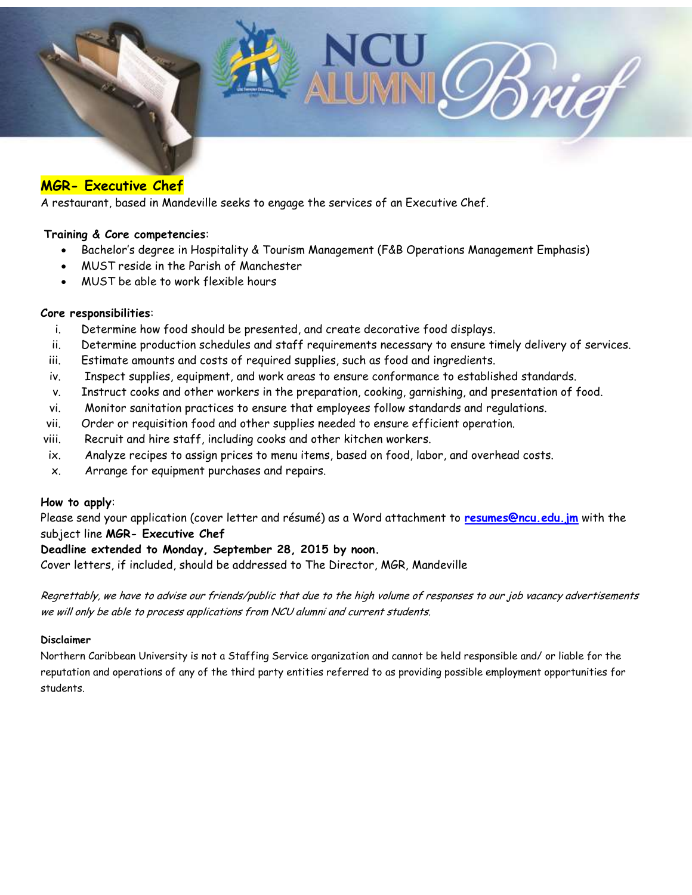## MGR- Executive Chef

A restaurant, based in Mandeville seeks to engage the services of an Executive Chef.

**Training & Core competencies**:

- Bachelor's degree in Hospitality & Tourism Management (F&B Operations Management Emphasis)
- MUST reside in the Parish of Manchester
- MUST be able to work flexible hours

**Core responsibilities**:

i. Determine how food should be presented, and create decorative food displays.
ii. Determine production schedules and staff requirements necessary to ensure timely delivery of services.
iii. Estimate amounts and costs of required supplies, such as food and ingredients.
iv. Inspect supplies, equipment, and work areas to ensure conformance to established standards.
v. Instruct cooks and other workers in the preparation, cooking, garnishing, and presentation of food.
vi. Monitor sanitation practices to ensure that employees follow standards and regulations.
vii. Order or requisition food and other supplies needed to ensure efficient operation.
viii. Recruit and hire staff, including cooks and other kitchen workers.
ix. Analyze recipes to assign prices to menu items, based on food, labor, and overhead costs.
x. Arrange for equipment purchases and repairs.

**How to apply**:
Please send your application (cover letter and résumé) as a Word attachment to **resumes@ncu.edu.jm** with the subject line **MGR- Executive Chef**

**Deadline extended to Monday, September 28, 2015 by noon.**

Cover letters, if included, should be addressed to The Director, MGR, Mandeville

*Regrettably, we have to advise our friends/public that due to the high volume of responses to our job vacancy advertisements we will only be able to process applications from NCU alumni and current students.*

**Disclaimer**

Northern Caribbean University is not a Staffing Service organization and cannot be held responsible and/ or liable for the reputation and operations of any of the third party entities referred to as providing possible employment opportunities for students.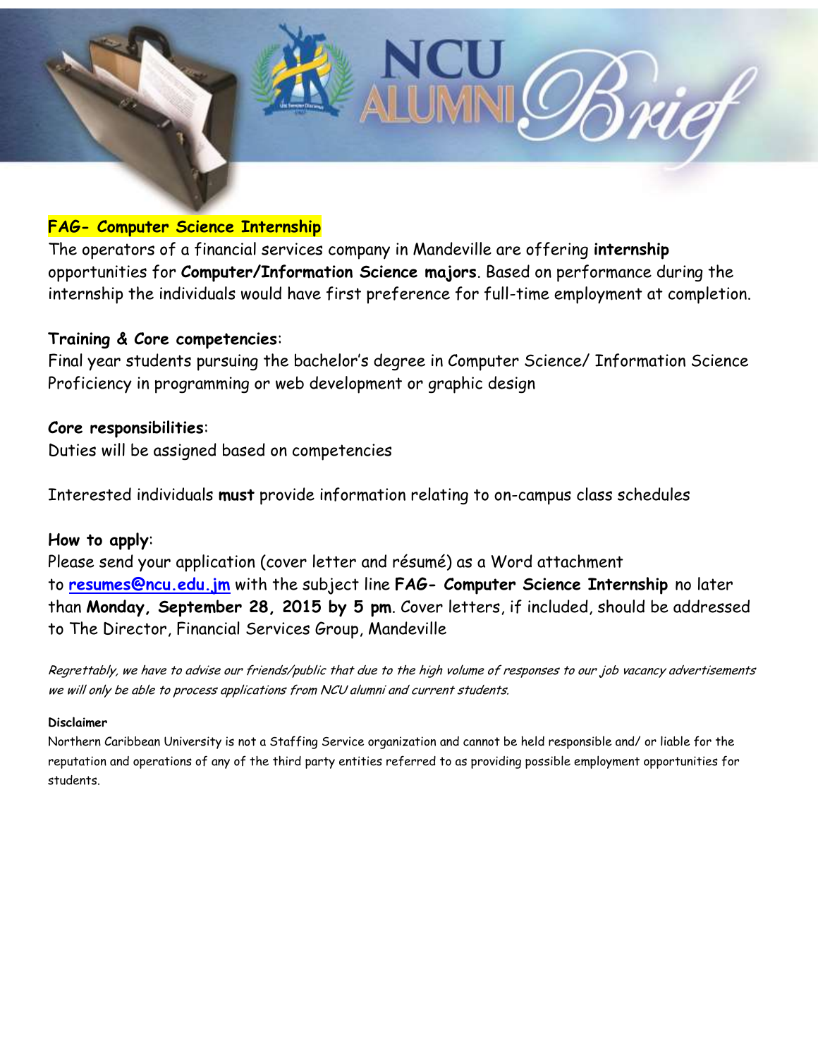## FAG- Computer Science Internship

The operators of a financial services company in Mandeville are offering **internship** opportunities for **Computer/Information Science majors**. Based on performance during the internship the individuals would have first preference for full-time employment at completion.

**Training & Core competencies**:

Final year students pursuing the bachelor's degree in Computer Science/ Information Science
Proficiency in programming or web development or graphic design

**Core responsibilities**:

Duties will be assigned based on competencies

Interested individuals **must** provide information relating to on-campus class schedules

**How to apply**:

Please send your application (cover letter and résumé) as a Word attachment to **resumes@ncu.edu.jm** with the subject line **FAG- Computer Science Internship** no later than **Monday, September 28, 2015 by 5 pm**. Cover letters, if included, should be addressed to The Director, Financial Services Group, Mandeville

*Regrettably, we have to advise our friends/public that due to the high volume of responses to our job vacancy advertisements we will only be able to process applications from NCU alumni and current students.*

**Disclaimer**

Northern Caribbean University is not a Staffing Service organization and cannot be held responsible and/ or liable for the reputation and operations of any of the third party entities referred to as providing possible employment opportunities for students.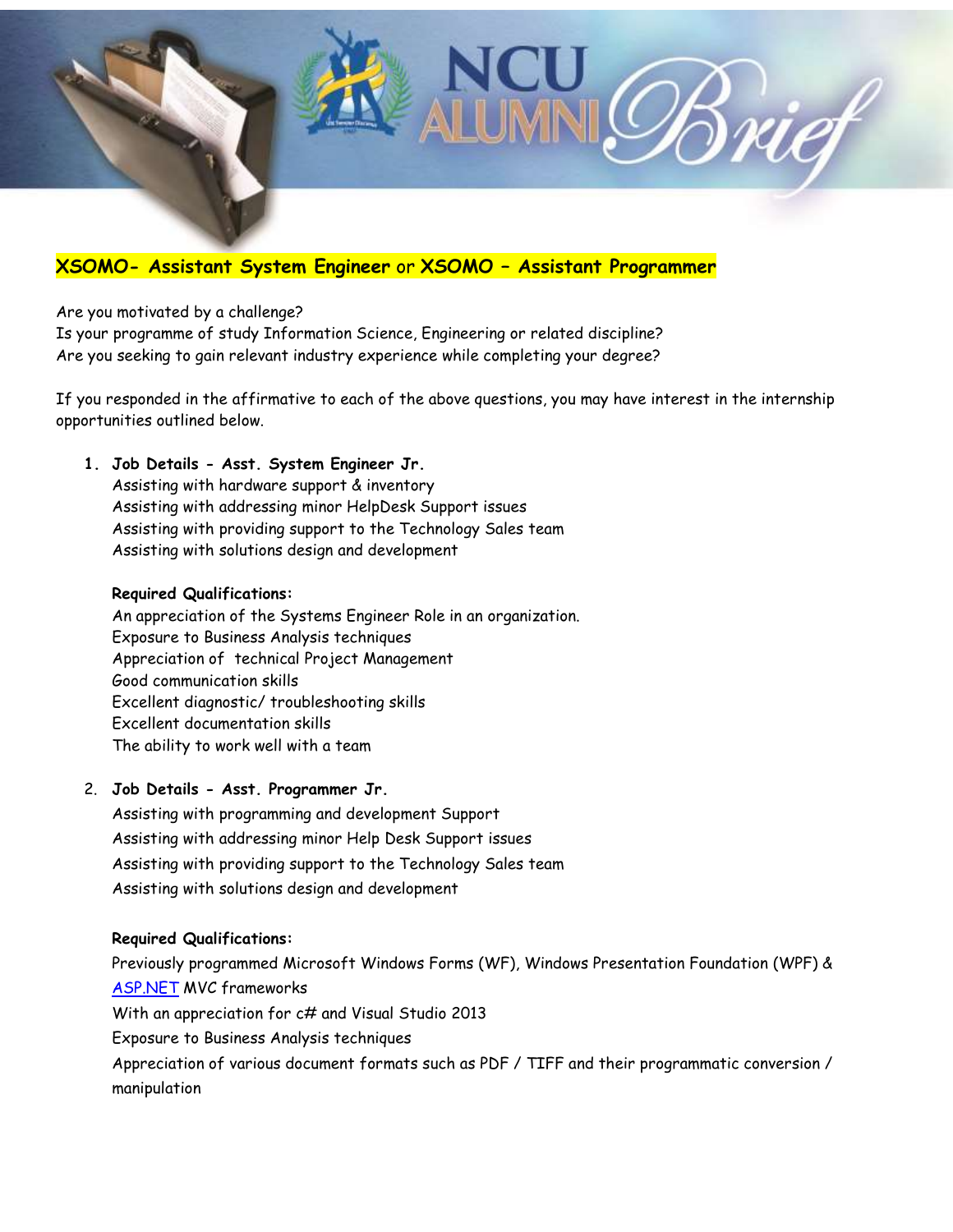## XSOMO- Assistant System Engineer or XSOMO – Assistant Programmer

Are you motivated by a challenge?
Is your programme of study Information Science, Engineering or related discipline?
Are you seeking to gain relevant industry experience while completing your degree?

If you responded in the affirmative to each of the above questions, you may have interest in the internship opportunities outlined below.

1. **Job Details - Asst. System Engineer Jr.**

   Assisting with hardware support & inventory
   Assisting with addressing minor HelpDesk Support issues
   Assisting with providing support to the Technology Sales team
   Assisting with solutions design and development

   **Required Qualifications:**

   An appreciation of the Systems Engineer Role in an organization.
   Exposure to Business Analysis techniques
   Appreciation of technical Project Management
   Good communication skills
   Excellent diagnostic/ troubleshooting skills
   Excellent documentation skills
   The ability to work well with a team

2. **Job Details - Asst. Programmer Jr.**

   Assisting with programming and development Support
   Assisting with addressing minor Help Desk Support issues
   Assisting with providing support to the Technology Sales team
   Assisting with solutions design and development

   **Required Qualifications:**

   Previously programmed Microsoft Windows Forms (WF), Windows Presentation Foundation (WPF) & ASP.NET MVC frameworks
   With an appreciation for c# and Visual Studio 2013
   Exposure to Business Analysis techniques
   Appreciation of various document formats such as PDF / TIFF and their programmatic conversion / manipulation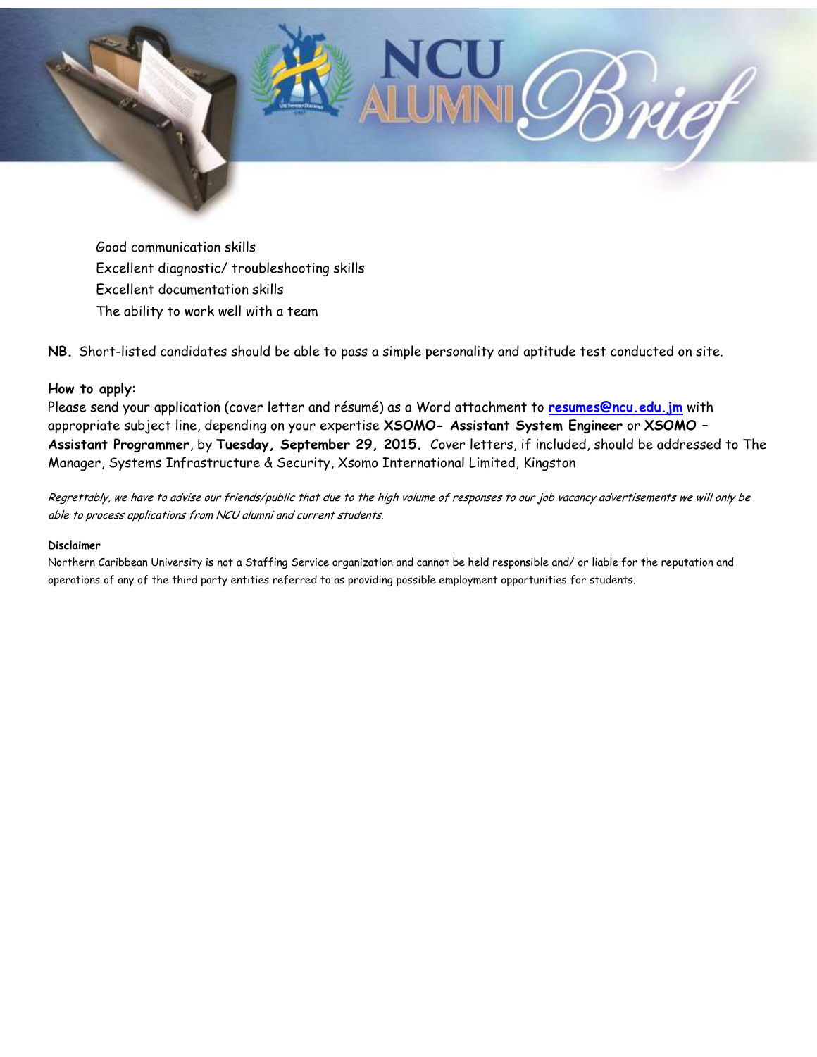- Good communication skills
- Excellent diagnostic/ troubleshooting skills
- Excellent documentation skills
- The ability to work well with a team

**NB.** Short-listed candidates should be able to pass a simple personality and aptitude test conducted on site.

**How to apply**:
Please send your application (cover letter and résumé) as a Word attachment to **resumes@ncu.edu.jm** with appropriate subject line, depending on your expertise **XSOMO- Assistant System Engineer** or **XSOMO – Assistant Programmer**, by **Tuesday, September 29, 2015.** Cover letters, if included, should be addressed to The Manager, Systems Infrastructure & Security, Xsomo International Limited, Kingston

*Regrettably, we have to advise our friends/public that due to the high volume of responses to our job vacancy advertisements we will only be able to process applications from NCU alumni and current students.*

**Disclaimer**
Northern Caribbean University is not a Staffing Service organization and cannot be held responsible and/ or liable for the reputation and operations of any of the third party entities referred to as providing possible employment opportunities for students.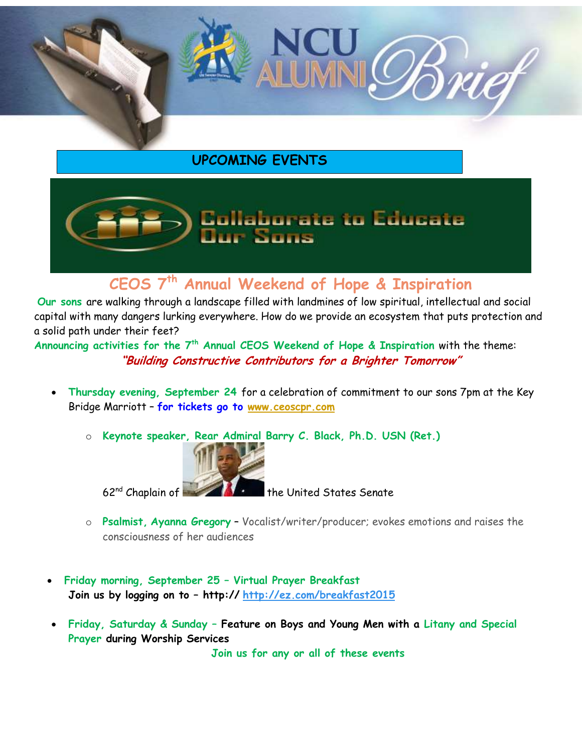NCU ALUMNI Brief

## UPCOMING EVENTS

Collaborate to Educate Our Sons

# CEOS 7th Annual Weekend of Hope & Inspiration

**Our sons** are walking through a landscape filled with landmines of low spiritual, intellectual and social capital with many dangers lurking everywhere. How do we provide an ecosystem that puts protection and a solid path under their feet?

**Announcing activities for the 7th Annual CEOS Weekend of Hope & Inspiration** with the theme:

***"Building Constructive Contributors for a Brighter Tomorrow"***

- **Thursday evening, September 24** for a celebration of commitment to our sons 7pm at the Key Bridge Marriott – **for tickets go to** [www.ceoscpr.com](http://www.ceoscpr.com)
  - **Keynote speaker, Rear Admiral Barry C. Black, Ph.D. USN (Ret.)**
    62nd Chaplain of the United States Senate
  - **Psalmist, Ayanna Gregory** – Vocalist/writer/producer; evokes emotions and raises the consciousness of her audiences
- **Friday morning, September 25 – Virtual Prayer Breakfast**
  **Join us by logging on to – http:// [http://ez.com/breakfast2015](http://ez.com/breakfast2015)**
- **Friday, Saturday & Sunday – Feature on Boys and Young Men with a Litany and Special Prayer during Worship Services**

**Join us for any or all of these events**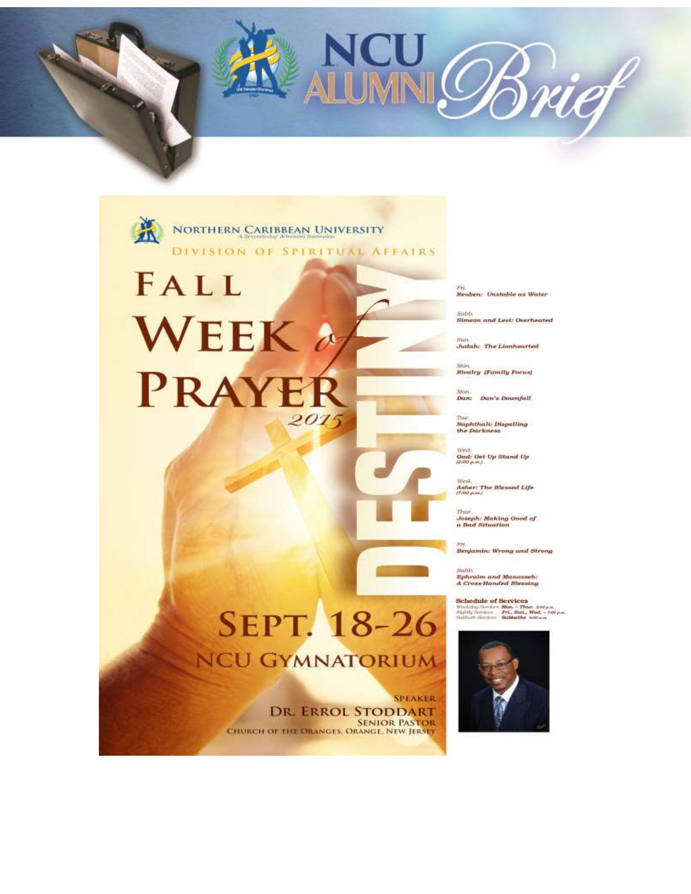# NCU ALUMNI Brief

NORTHERN CARIBBEAN UNIVERSITY
A Seventh-day Adventist Institution

DIVISION OF SPIRITUAL AFFAIRS

# FALL WEEK of PRAYER 2015

# DESTINY

Fri.
**Reuben: Unstable as Water**

Sabb.
**Simeon and Levi: Overheated**

Sun.
**Judah: The Lionhearted**

Mon.
**Rivalry (Family Focus)**

Mon.
**Dan: Dan's Downfall**

Tue.
**Naphthali: Dispelling the Darkness**

Wed.
**Gad: Get Up Stand Up (2:00 p.m.)**

Wed.
**Asher: The Blessed Life (7:00 p.m.)**

Thur.
**Joseph: Making Good of a Bad Situation**

Fri.
**Benjamin: Wrong and Strong**

Sabb.
**Ephraim and Manasseh: A Cross-Handed Blessing**

**Schedule of Services**
Weekday Services **Mon. – Thur.** 2:00 p.m.
Nightly Services **Fri., Sun., Wed.** – 7:00 p.m.
Sabbath Services **Sabbaths** 9:00 a.m.

## SEPT. 18-26

## NCU GYMNATORIUM

SPEAKER
**DR. ERROL STODDART**
SENIOR PASTOR
CHURCH OF THE ORANGES, ORANGE, NEW JERSEY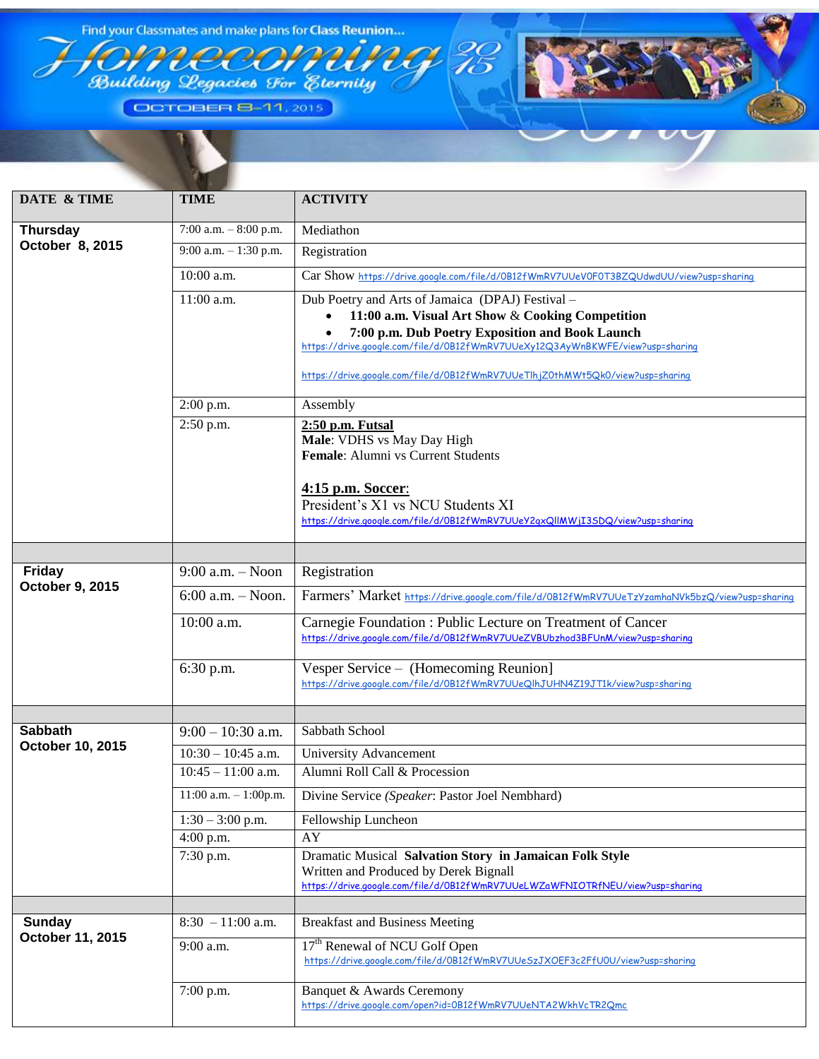Find your Classmates and make plans for **Class Reunion...**

# Homecoming 2015

*Building Legacies For Eternity*

OCTOBER 8–11, 2015

| DATE & TIME | TIME | ACTIVITY |
|---|---|---|
| **Thursday October 8, 2015** | 7:00 a.m. – 8:00 p.m. | Mediathon |
| | 9:00 a.m. – 1:30 p.m. | Registration |
| | 10:00 a.m. | Car Show https://drive.google.com/file/d/0B12fWmRV7UUeV0F0T3BZQUdwdUU/view?usp=sharing |
| | 11:00 a.m. | Dub Poetry and Arts of Jamaica (DPAJ) Festival – <br>• **11:00 a.m. Visual Art Show & Cooking Competition** <br>• **7:00 p.m. Dub Poetry Exposition and Book Launch** <br>https://drive.google.com/file/d/0B12fWmRV7UUeXy12Q3AyWnBKWFE/view?usp=sharing <br>https://drive.google.com/file/d/0B12fWmRV7UUeTlhjZ0thMWt5Qk0/view?usp=sharing |
| | 2:00 p.m. | Assembly |
| | 2:50 p.m. | **2:50 p.m. Futsal** <br>**Male**: VDHS vs May Day High <br>**Female**: Alumni vs Current Students <br><br>**4:15 p.m. Soccer**: <br>President's X1 vs NCU Students XI <br>https://drive.google.com/file/d/0B12fWmRV7UUeY2gxQllMWjI3SDQ/view?usp=sharing |
| | | |
| **Friday October 9, 2015** | 9:00 a.m. – Noon | Registration |
| | 6:00 a.m. – Noon. | Farmers' Market https://drive.google.com/file/d/0B12fWmRV7UUeTzYzamhaNVk5bzQ/view?usp=sharing |
| | 10:00 a.m. | Carnegie Foundation : Public Lecture on Treatment of Cancer <br>https://drive.google.com/file/d/0B12fWmRV7UUeZVBUbzhod3BFUnM/view?usp=sharing |
| | 6:30 p.m. | Vesper Service – (Homecoming Reunion] <br>https://drive.google.com/file/d/0B12fWmRV7UUeQlhJUHN4Z19JT1k/view?usp=sharing |
| | | |
| **Sabbath October 10, 2015** | 9:00 – 10:30 a.m. | Sabbath School |
| | 10:30 – 10:45 a.m. | University Advancement |
| | 10:45 – 11:00 a.m. | Alumni Roll Call & Procession |
| | 11:00 a.m. – 1:00p.m. | Divine Service (*Speaker*: Pastor Joel Nembhard) |
| | 1:30 – 3:00 p.m. | Fellowship Luncheon |
| | 4:00 p.m. | AY |
| | 7:30 p.m. | Dramatic Musical **Salvation Story in Jamaican Folk Style** <br>Written and Produced by Derek Bignall <br>https://drive.google.com/file/d/0B12fWmRV7UUeLWZaWFNIOTRfNEU/view?usp=sharing |
| | | |
| **Sunday October 11, 2015** | 8:30 – 11:00 a.m. | Breakfast and Business Meeting |
| | 9:00 a.m. | 17th Renewal of NCU Golf Open <br>https://drive.google.com/file/d/0B12fWmRV7UUeSzJXOEF3c2FfU0U/view?usp=sharing |
| | 7:00 p.m. | Banquet & Awards Ceremony <br>https://drive.google.com/open?id=0B12fWmRV7UUeNTA2WkhVcTR2Qmc |